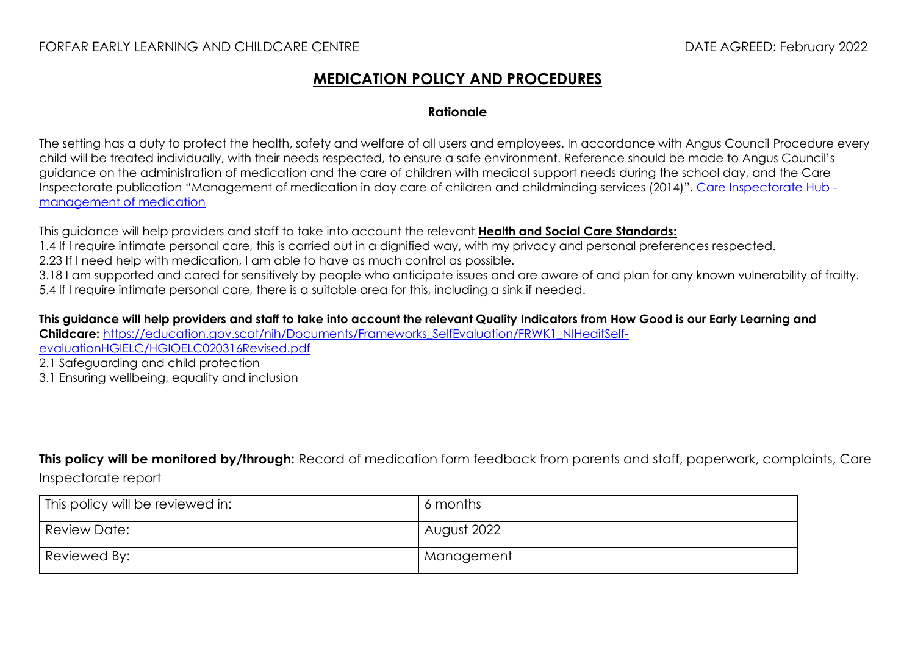FORFAR EARLY LEARNING AND CHILDCARE CENTRE DATE AGREED: February 2022

# MEDICATION POLICY AND PROCEDURES

## Rationale

The setting has a duty to protect the health, safety and welfare of all users and employees. In accordance with Angus Council Procedure every child will be treated individually, with their needs respected, to ensure a safe environment. Reference should be made to Angus Council's guidance on the administration of medication and the care of children with medical support needs during the school day, and the Care Inspectorate publication "Management of medication in day care of children and childminding services (2014)". [Care Inspectorate Hub - management of medication]

This guidance will help providers and staff to take into account the relevant **Health and Social Care Standards:**

1.4 If I require intimate personal care, this is carried out in a dignified way, with my privacy and personal preferences respected.
2.23 If I need help with medication, I am able to have as much control as possible.
3.18 I am supported and cared for sensitively by people who anticipate issues and are aware of and plan for any known vulnerability of frailty.
5.4 If I require intimate personal care, there is a suitable area for this, including a sink if needed.

**This guidance will help providers and staff to take into account the relevant Quality Indicators from How Good is our Early Learning and Childcare:** https://education.gov.scot/nih/Documents/Frameworks_SelfEvaluation/FRWK1_NIHeditSelf-evaluationHGIELC/HGIOELC020316Revised.pdf

2.1 Safeguarding and child protection
3.1 Ensuring wellbeing, equality and inclusion

**This policy will be monitored by/through:** Record of medication form feedback from parents and staff, paperwork, complaints, Care Inspectorate report

| This policy will be reviewed in: | 6 months |
|---|---|
| Review Date: | August 2022 |
| Reviewed By: | Management |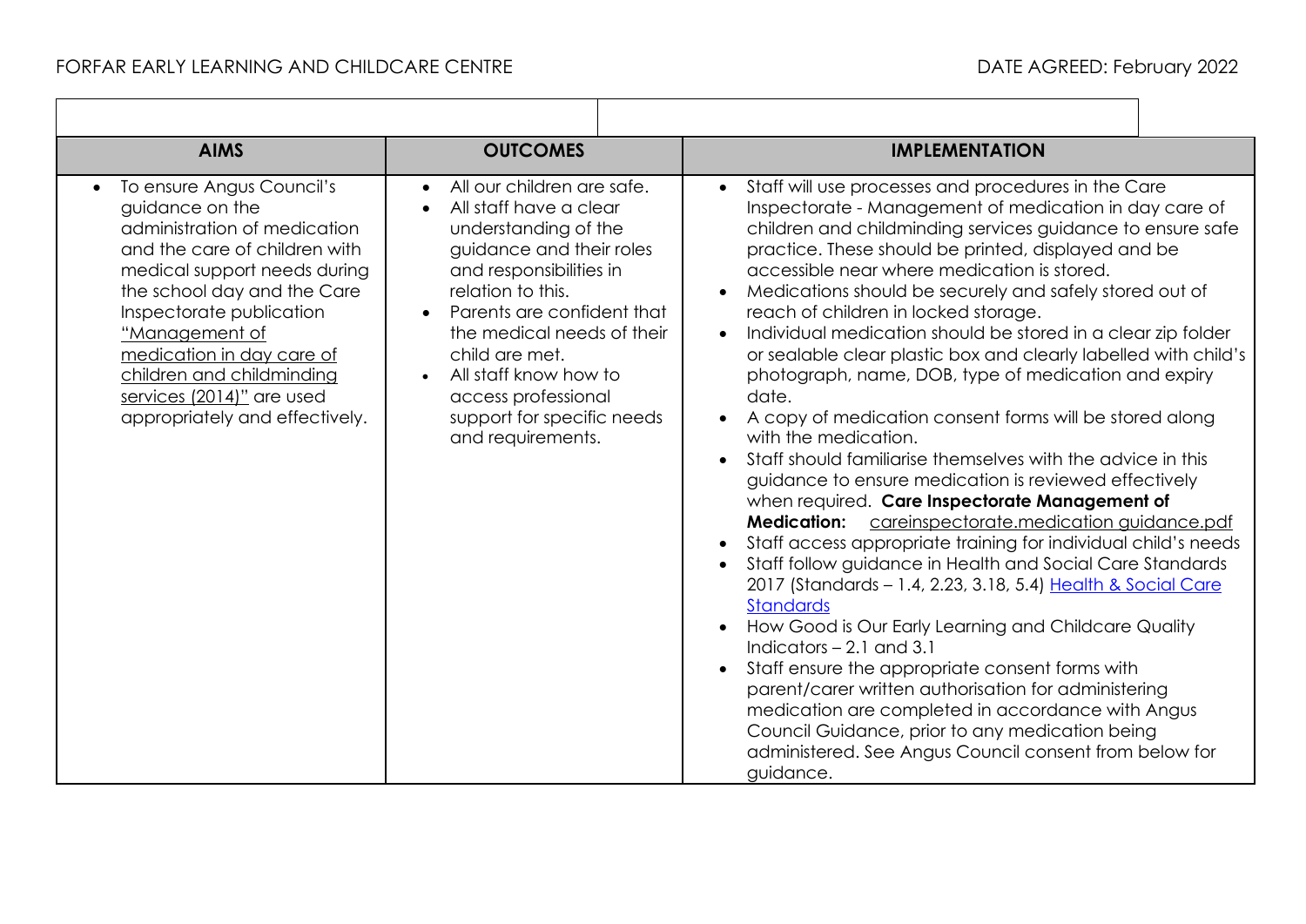FORFAR EARLY LEARNING AND CHILDCARE CENTRE DATE AGREED: February 2022

| AIMS | OUTCOMES | IMPLEMENTATION |
|---|---|---|
| • To ensure Angus Council's guidance on the administration of medication and the care of children with medical support needs during the school day and the Care Inspectorate publication "Management of medication in day care of children and childminding services (2014)" are used appropriately and effectively. | • All our children are safe.<br>• All staff have a clear understanding of the guidance and their roles and responsibilities in relation to this.<br>• Parents are confident that the medical needs of their child are met.<br>• All staff know how to access professional support for specific needs and requirements. | • Staff will use processes and procedures in the Care Inspectorate - Management of medication in day care of children and childminding services guidance to ensure safe practice. These should be printed, displayed and be accessible near where medication is stored.<br>• Medications should be securely and safely stored out of reach of children in locked storage.<br>• Individual medication should be stored in a clear zip folder or sealable clear plastic box and clearly labelled with child's photograph, name, DOB, type of medication and expiry date.<br>• A copy of medication consent forms will be stored along with the medication.<br>• Staff should familiarise themselves with the advice in this guidance to ensure medication is reviewed effectively when required. **Care Inspectorate Management of Medication:** careinspectorate.medication guidance.pdf<br>• Staff access appropriate training for individual child's needs<br>• Staff follow guidance in Health and Social Care Standards 2017 (Standards – 1.4, 2.23, 3.18, 5.4) Health & Social Care Standards<br>• How Good is Our Early Learning and Childcare Quality Indicators – 2.1 and 3.1<br>• Staff ensure the appropriate consent forms with parent/carer written authorisation for administering medication are completed in accordance with Angus Council Guidance, prior to any medication being administered. See Angus Council consent from below for guidance. |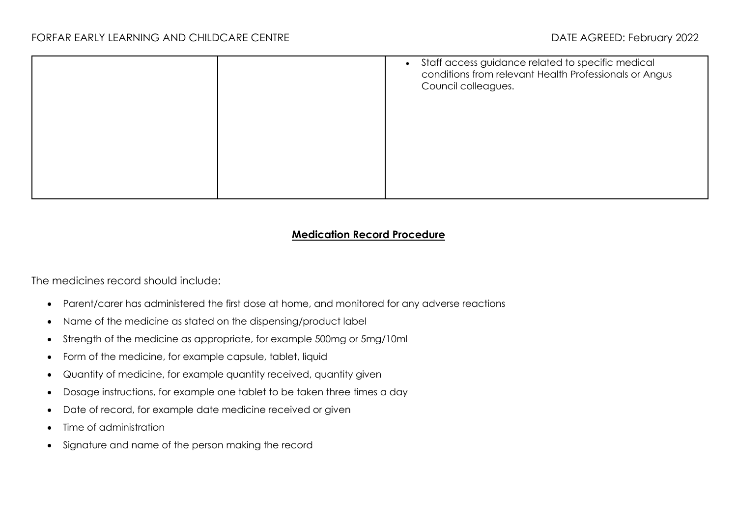|  |  |  |
| --- | --- | --- |
|  |  | • Staff access guidance related to specific medical conditions from relevant Health Professionals or Angus Council colleagues. |

## **Medication Record Procedure**

The medicines record should include:

- Parent/carer has administered the first dose at home, and monitored for any adverse reactions
- Name of the medicine as stated on the dispensing/product label
- Strength of the medicine as appropriate, for example 500mg or 5mg/10ml
- Form of the medicine, for example capsule, tablet, liquid
- Quantity of medicine, for example quantity received, quantity given
- Dosage instructions, for example one tablet to be taken three times a day
- Date of record, for example date medicine received or given
- Time of administration
- Signature and name of the person making the record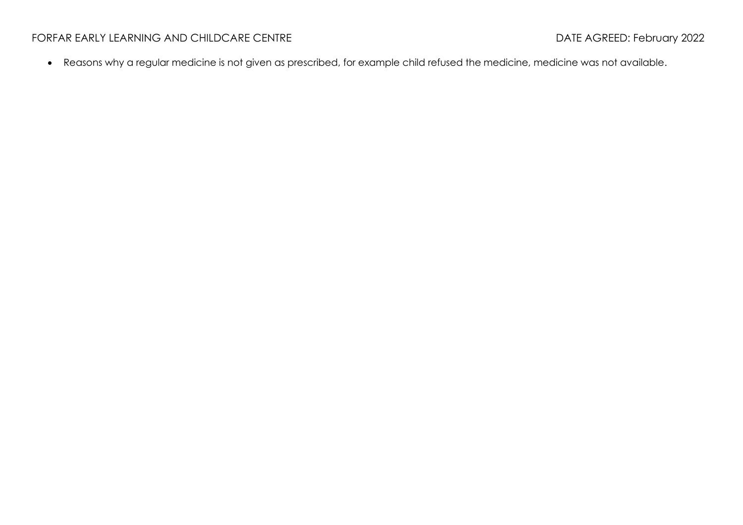- Reasons why a regular medicine is not given as prescribed, for example child refused the medicine, medicine was not available.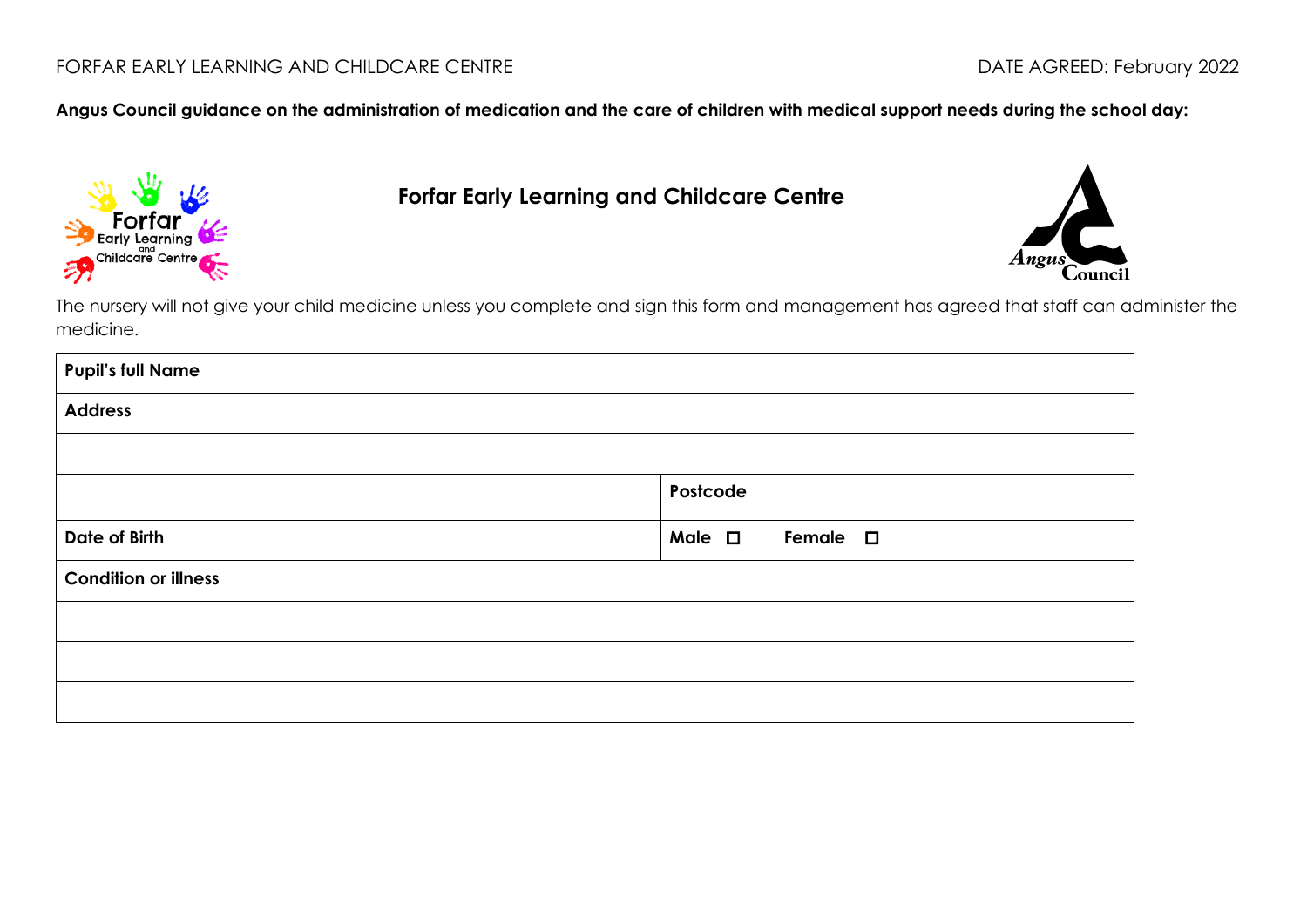FORFAR EARLY LEARNING AND CHILDCARE CENTRE DATE AGREED: February 2022

**Angus Council guidance on the administration of medication and the care of children with medical support needs during the school day:**

## Forfar Early Learning and Childcare Centre

The nursery will not give your child medicine unless you complete and sign this form and management has agreed that staff can administer the medicine.

| **Pupil's full Name** | | |
|---|---|---|
| **Address** | | |
| | | |
| | | **Postcode** |
| **Date of Birth** | | **Male** ☐ **Female** ☐ |
| **Condition or illness** | | |
| | | |
| | | |
| | | |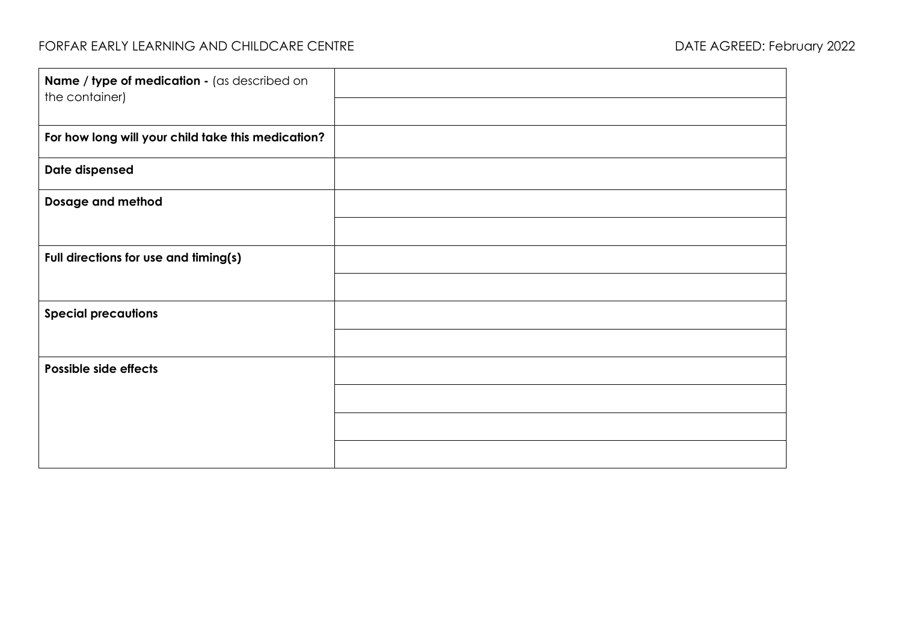| **Name / type of medication -** (as described on the container) | |
|---|---|
| | |
| **For how long will your child take this medication?** | |
| **Date dispensed** | |
| **Dosage and method** | |
| | |
| **Full directions for use and timing(s)** | |
| | |
| **Special precautions** | |
| | |
| **Possible side effects** | |
| | |
| | |
| | |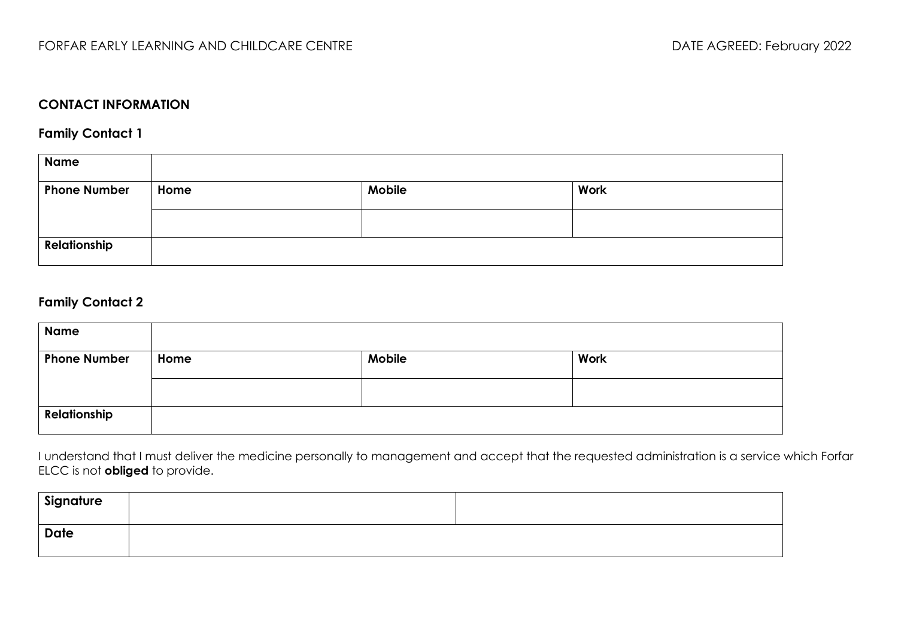## CONTACT INFORMATION

### Family Contact 1

| Name | | | |
|---|---|---|---|
| **Phone Number** | **Home** | **Mobile** | **Work** |
| | | | |
| **Relationship** | | | |

### Family Contact 2

| Name | | | |
|---|---|---|---|
| **Phone Number** | **Home** | **Mobile** | **Work** |
| | | | |
| **Relationship** | | | |

I understand that I must deliver the medicine personally to management and accept that the requested administration is a service which Forfar ELCC is not **obliged** to provide.

| Signature | | |
|---|---|---|
| **Date** | | |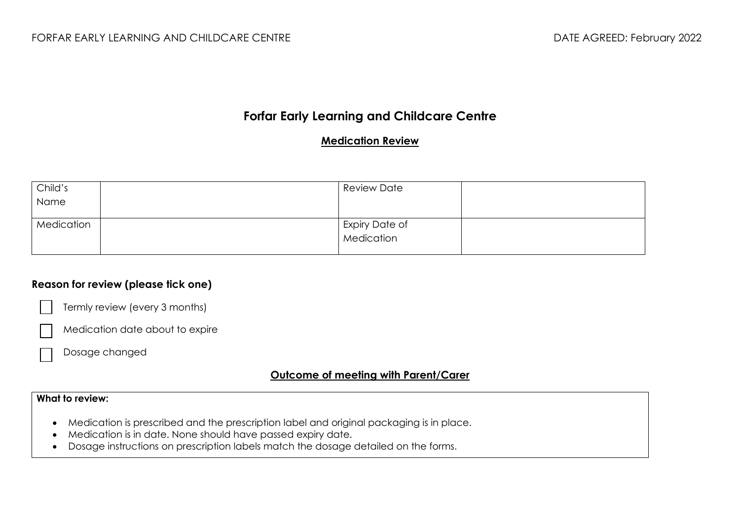# Forfar Early Learning and Childcare Centre

## Medication Review

| Child's Name | | Review Date | |
|---|---|---|---|
| Medication | | Expiry Date of Medication | |

**Reason for review (please tick one)**

- ☐ Termly review (every 3 months)
- ☐ Medication date about to expire
- ☐ Dosage changed

## Outcome of meeting with Parent/Carer

**What to review:**

- Medication is prescribed and the prescription label and original packaging is in place.
- Medication is in date. None should have passed expiry date.
- Dosage instructions on prescription labels match the dosage detailed on the forms.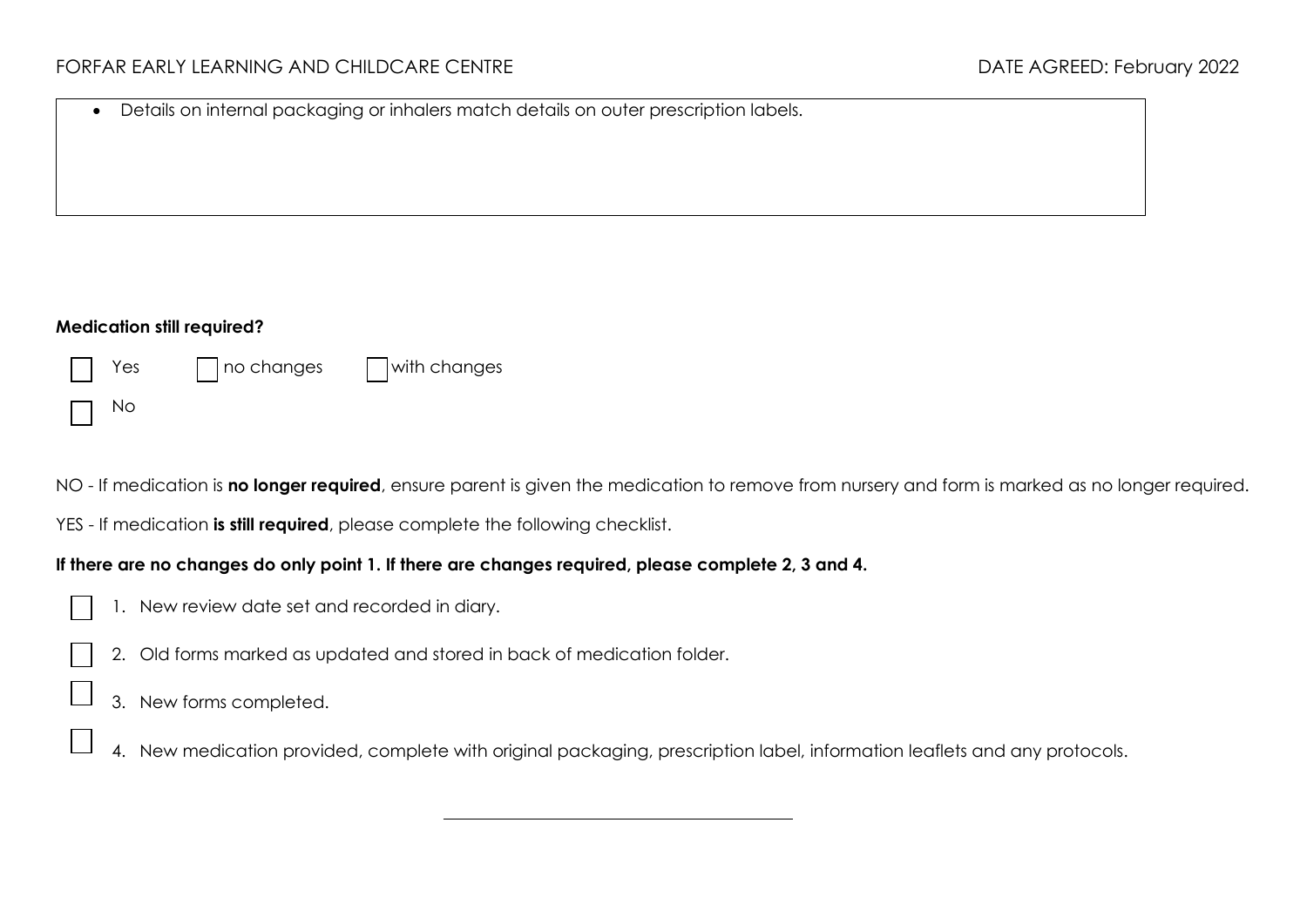- Details on internal packaging or inhalers match details on outer prescription labels.

**Medication still required?**

☐ Yes ☐ no changes ☐ with changes

☐ No

NO - If medication is **no longer required**, ensure parent is given the medication to remove from nursery and form is marked as no longer required.

YES - If medication **is still required**, please complete the following checklist.

**If there are no changes do only point 1. If there are changes required, please complete 2, 3 and 4.**

☐ 1. New review date set and recorded in diary.

☐ 2. Old forms marked as updated and stored in back of medication folder.

☐ 3. New forms completed.

☐ 4. New medication provided, complete with original packaging, prescription label, information leaflets and any protocols.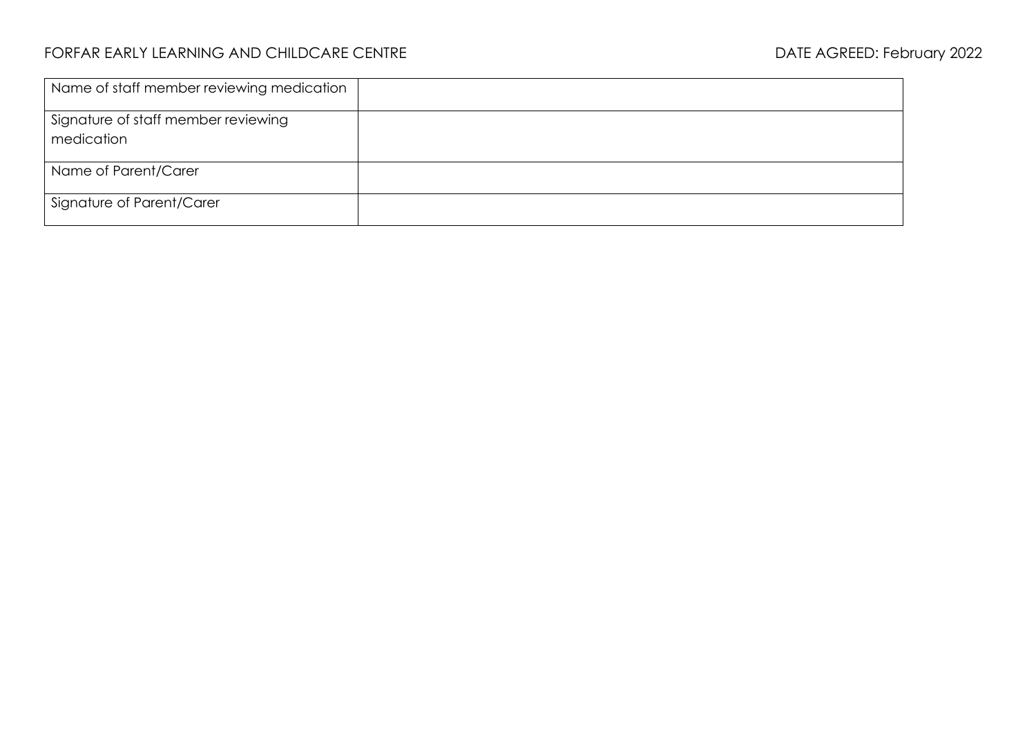| | |
|---|---|
| Name of staff member reviewing medication | |
| Signature of staff member reviewing medication | |
| Name of Parent/Carer | |
| Signature of Parent/Carer | |